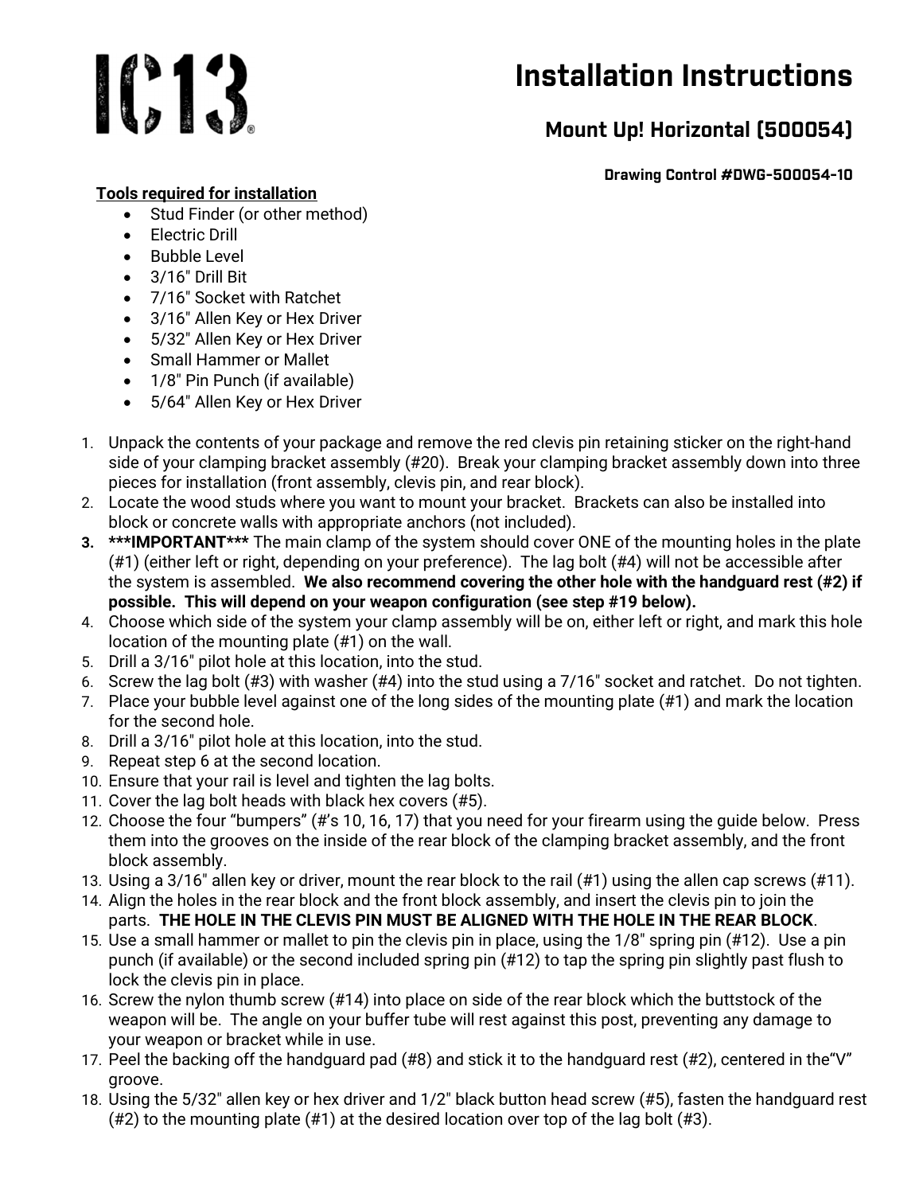IC13®

# Installation Instructions

## Mount Up! Horizontal (500054)

**Drawing Control #DWG-500054-10**

**Tools required for installation**

- Stud Finder (or other method)
- Electric Drill
- Bubble Level
- 3/16" Drill Bit
- 7/16" Socket with Ratchet
- 3/16" Allen Key or Hex Driver
- 5/32" Allen Key or Hex Driver
- Small Hammer or Mallet
- 1/8" Pin Punch (if available)
- 5/64" Allen Key or Hex Driver

1. Unpack the contents of your package and remove the red clevis pin retaining sticker on the right-hand side of your clamping bracket assembly (#20). Break your clamping bracket assembly down into three pieces for installation (front assembly, clevis pin, and rear block).
2. Locate the wood studs where you want to mount your bracket. Brackets can also be installed into block or concrete walls with appropriate anchors (not included).
3. **\*\*\*IMPORTANT\*\*\*** The main clamp of the system should cover ONE of the mounting holes in the plate (#1) (either left or right, depending on your preference). The lag bolt (#4) will not be accessible after the system is assembled. **We also recommend covering the other hole with the handguard rest (#2) if possible. This will depend on your weapon configuration (see step #19 below).**
4. Choose which side of the system your clamp assembly will be on, either left or right, and mark this hole location of the mounting plate (#1) on the wall.
5. Drill a 3/16" pilot hole at this location, into the stud.
6. Screw the lag bolt (#3) with washer (#4) into the stud using a 7/16" socket and ratchet. Do not tighten.
7. Place your bubble level against one of the long sides of the mounting plate (#1) and mark the location for the second hole.
8. Drill a 3/16" pilot hole at this location, into the stud.
9. Repeat step 6 at the second location.
10. Ensure that your rail is level and tighten the lag bolts.
11. Cover the lag bolt heads with black hex covers (#5).
12. Choose the four "bumpers" (#'s 10, 16, 17) that you need for your firearm using the guide below. Press them into the grooves on the inside of the rear block of the clamping bracket assembly, and the front block assembly.
13. Using a 3/16" allen key or driver, mount the rear block to the rail (#1) using the allen cap screws (#11).
14. Align the holes in the rear block and the front block assembly, and insert the clevis pin to join the parts. **THE HOLE IN THE CLEVIS PIN MUST BE ALIGNED WITH THE HOLE IN THE REAR BLOCK**.
15. Use a small hammer or mallet to pin the clevis pin in place, using the 1/8" spring pin (#12). Use a pin punch (if available) or the second included spring pin (#12) to tap the spring pin slightly past flush to lock the clevis pin in place.
16. Screw the nylon thumb screw (#14) into place on side of the rear block which the buttstock of the weapon will be. The angle on your buffer tube will rest against this post, preventing any damage to your weapon or bracket while in use.
17. Peel the backing off the handguard pad (#8) and stick it to the handguard rest (#2), centered in the "V" groove.
18. Using the 5/32" allen key or hex driver and 1/2" black button head screw (#5), fasten the handguard rest (#2) to the mounting plate (#1) at the desired location over top of the lag bolt (#3).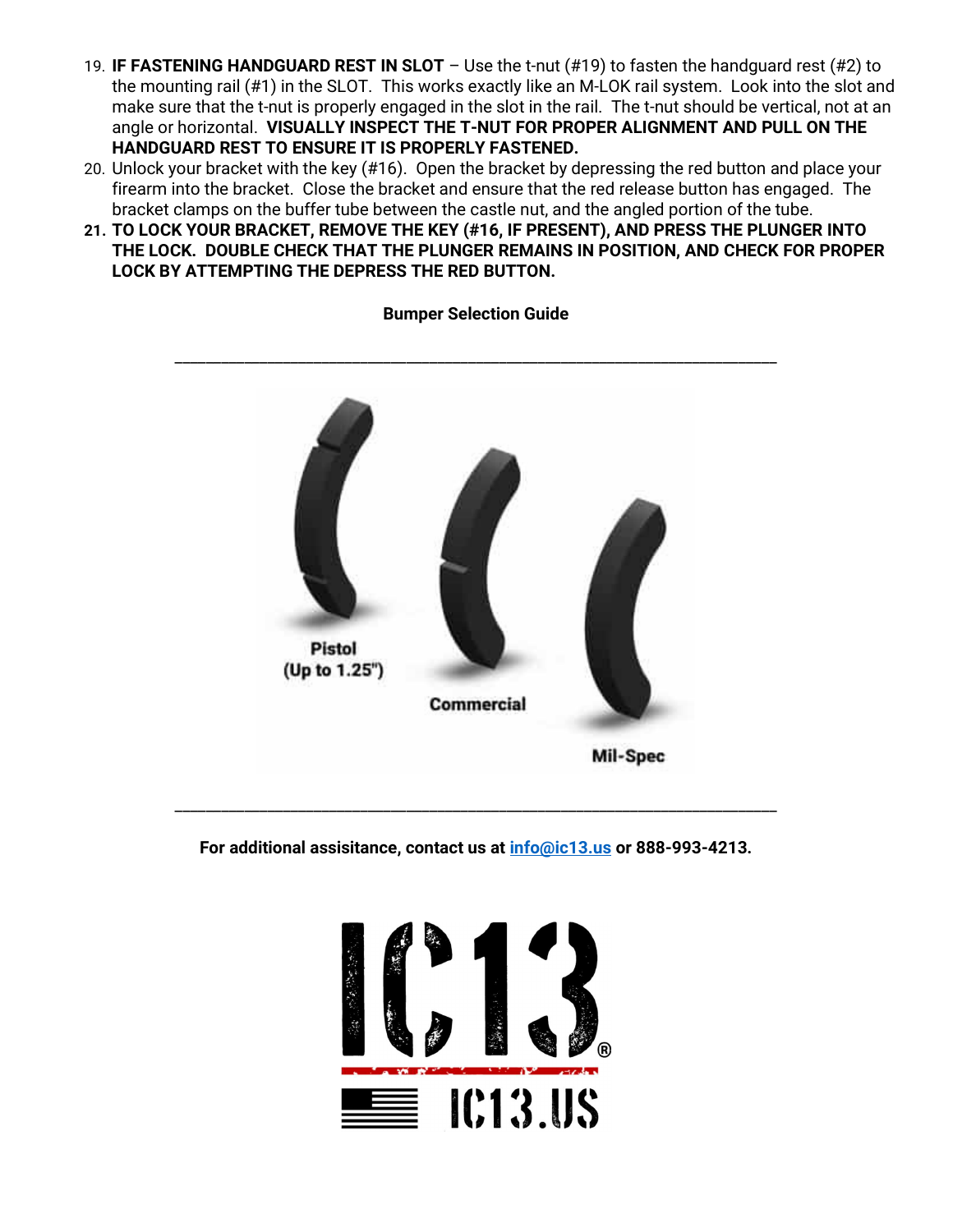19. **IF FASTENING HANDGUARD REST IN SLOT** – Use the t-nut (#19) to fasten the handguard rest (#2) to the mounting rail (#1) in the SLOT. This works exactly like an M-LOK rail system. Look into the slot and make sure that the t-nut is properly engaged in the slot in the rail. The t-nut should be vertical, not at an angle or horizontal. **VISUALLY INSPECT THE T-NUT FOR PROPER ALIGNMENT AND PULL ON THE HANDGUARD REST TO ENSURE IT IS PROPERLY FASTENED.**
20. Unlock your bracket with the key (#16). Open the bracket by depressing the red button and place your firearm into the bracket. Close the bracket and ensure that the red release button has engaged. The bracket clamps on the buffer tube between the castle nut, and the angled portion of the tube.
21. **TO LOCK YOUR BRACKET, REMOVE THE KEY (#16, IF PRESENT), AND PRESS THE PLUNGER INTO THE LOCK. DOUBLE CHECK THAT THE PLUNGER REMAINS IN POSITION, AND CHECK FOR PROPER LOCK BY ATTEMPTING THE DEPRESS THE RED BUTTON.**

**Bumper Selection Guide**

---

Pistol (Up to 1.25")

Commercial

Mil-Spec

---

**For additional assisitance, contact us at [info@ic13.us](mailto:info@ic13.us) or 888-993-4213.**

IC13®

IC13.US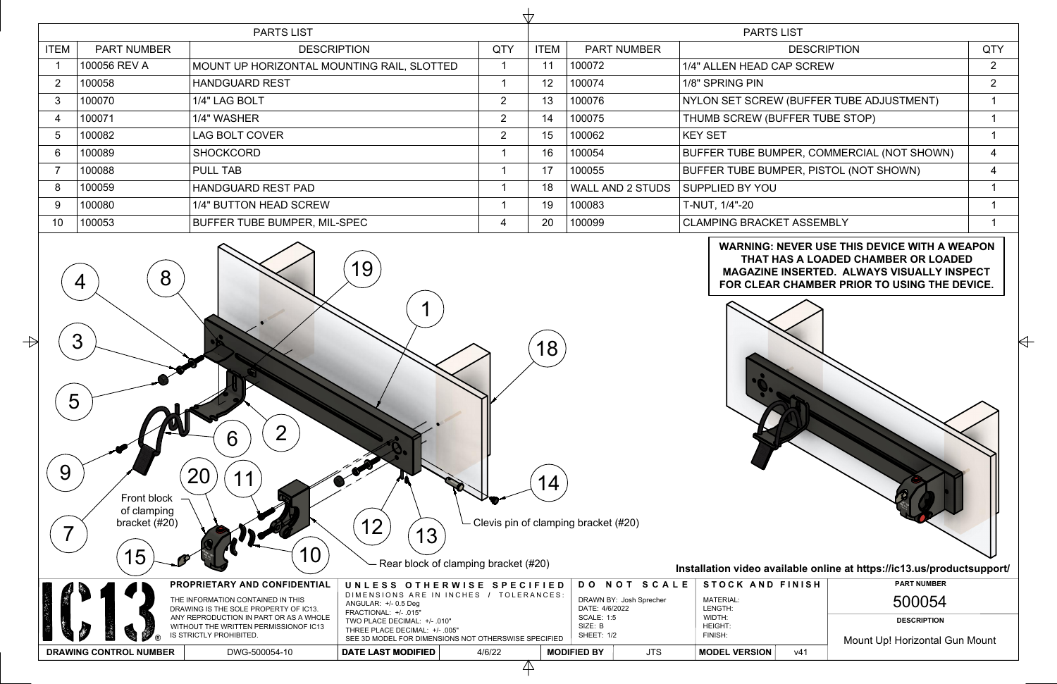## PARTS LIST

| ITEM | PART NUMBER | DESCRIPTION | QTY |
|---|---|---|---|
| 1 | 100056 REV A | MOUNT UP HORIZONTAL MOUNTING RAIL, SLOTTED | 1 |
| 2 | 100058 | HANDGUARD REST | 1 |
| 3 | 100070 | 1/4" LAG BOLT | 2 |
| 4 | 100071 | 1/4" WASHER | 2 |
| 5 | 100082 | LAG BOLT COVER | 2 |
| 6 | 100089 | SHOCKCORD | 1 |
| 7 | 100088 | PULL TAB | 1 |
| 8 | 100059 | HANDGUARD REST PAD | 1 |
| 9 | 100080 | 1/4" BUTTON HEAD SCREW | 1 |
| 10 | 100053 | BUFFER TUBE BUMPER, MIL-SPEC | 4 |
| 11 | 100072 | 1/4" ALLEN HEAD CAP SCREW | 2 |
| 12 | 100074 | 1/8" SPRING PIN | 2 |
| 13 | 100076 | NYLON SET SCREW (BUFFER TUBE ADJUSTMENT) | 1 |
| 14 | 100075 | THUMB SCREW (BUFFER TUBE STOP) | 1 |
| 15 | 100062 | KEY SET | 1 |
| 16 | 100054 | BUFFER TUBE BUMPER, COMMERCIAL (NOT SHOWN) | 4 |
| 17 | 100055 | BUFFER TUBE BUMPER, PISTOL (NOT SHOWN) | 4 |
| 18 | WALL AND 2 STUDS | SUPPLIED BY YOU | 1 |
| 19 | 100083 | T-NUT, 1/4"-20 | 1 |
| 20 | 100099 | CLAMPING BRACKET ASSEMBLY | 1 |

**WARNING: NEVER USE THIS DEVICE WITH A WEAPON THAT HAS A LOADED CHAMBER OR LOADED MAGAZINE INSERTED. ALWAYS VISUALLY INSPECT FOR CLEAR CHAMBER PRIOR TO USING THE DEVICE.**

Front block of clamping bracket (#20)

Clevis pin of clamping bracket (#20)

Rear block of clamping bracket (#20)

**Installation video available online at https://ic13.us/productsupport/**

**PROPRIETARY AND CONFIDENTIAL**

THE INFORMATION CONTAINED IN THIS DRAWING IS THE SOLE PROPERTY OF IC13. ANY REPRODUCTION IN PART OR AS A WHOLE WITHOUT THE WRITTEN PERMISSIONOF IC13 IS STRICTLY PROHIBITED.

**UNLESS OTHERWISE SPECIFIED**

DIMENSIONS ARE IN INCHES / TOLERANCES:
ANGULAR: +/- 0.5 Deg
FRACTIONAL: +/- .015"
TWO PLACE DECIMAL: +/- .010"
THREE PLACE DECIMAL: +/- .005"
SEE 3D MODEL FOR DIMENSIONS NOT OTHERSWISE SPECIFIED

**DO NOT SCALE**

DRAWN BY: Josh Sprecher
DATE: 4/6/2022
SCALE: 1:5
SIZE: B
SHEET: 1/2

**STOCK AND FINISH**

MATERIAL:
LENGTH:
WIDTH:
HEIGHT:
FINISH:

**PART NUMBER**: 500054

**DESCRIPTION**: Mount Up! Horizontal Gun Mount

| DRAWING CONTROL NUMBER | DWG-500054-10 | DATE LAST MODIFIED | 4/6/22 | MODIFIED BY | JTS | MODEL VERSION | v41 |
|---|---|---|---|---|---|---|---|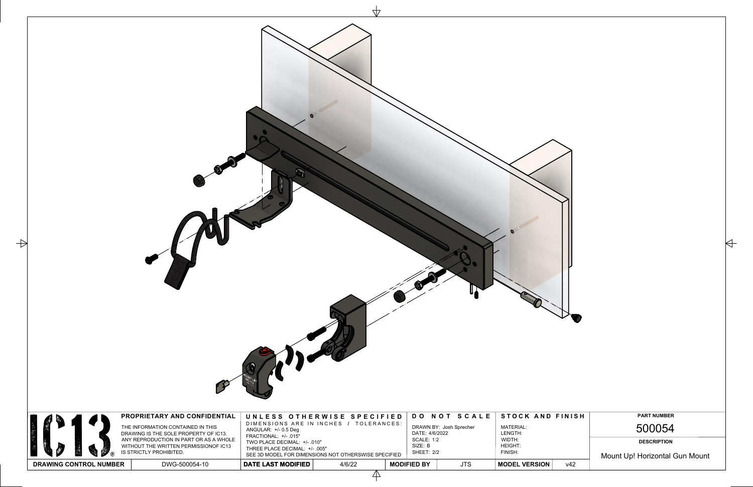**PROPRIETARY AND CONFIDENTIAL**

THE INFORMATION CONTAINED IN THIS DRAWING IS THE SOLE PROPERTY OF IC13. ANY REPRODUCTION IN PART OR AS A WHOLE WITHOUT THE WRITTEN PERMISSIONOF IC13 IS STRICTLY PROHIBITED.

**UNLESS OTHERWISE SPECIFIED**

DIMENSIONS ARE IN INCHES / TOLERANCES:
ANGULAR: +/- 0.5 Deg
FRACTIONAL: +/- .015"
TWO PLACE DECIMAL: +/- .010"
THREE PLACE DECIMAL: +/- .005"
SEE 3D MODEL FOR DIMENSIONS NOT OTHERSWISE SPECIFIED

**DO NOT SCALE**

DRAWN BY: Josh Sprecher
DATE: 4/6/2022
SCALE: 1:2
SIZE: B
SHEET: 2/2

**STOCK AND FINISH**

MATERIAL:
LENGTH:
WIDTH:
HEIGHT:
FINISH:

**PART NUMBER**

500054

**DESCRIPTION**

Mount Up! Horizontal Gun Mount

| | | | | | | | |
|---|---|---|---|---|---|---|---|
| **DRAWING CONTROL NUMBER** | DWG-500054-10 | **DATE LAST MODIFIED** | 4/6/22 | **MODIFIED BY** | JTS | **MODEL VERSION** | v42 |